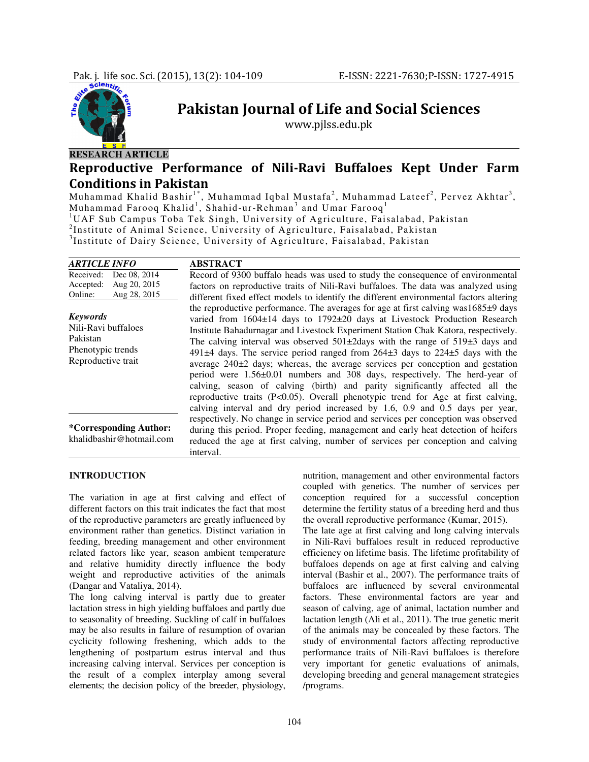RESEARCH ARTICLE

# Reproductive Performance of Nili-Ravi Buffaloes Kept Under Farm Conditions in Pakistan

Muhammad Khalid Bashir[1*], Muhammad Iqbal Mustafa[2], Muhammad Lateef[2], Pervez Akhtar[3], Muhammad Farooq Khalid[1], Shahid-ur-Rehman[3] and Umar Farooq[1]

[1]UAF Sub Campus Toba Tek Singh, University of Agriculture, Faisalabad, Pakistan
[2]Institute of Animal Science, University of Agriculture, Faisalabad, Pakistan
[3]Institute of Dairy Science, University of Agriculture, Faisalabad, Pakistan

## ARTICLE INFO

Received: Dec 08, 2014
Accepted: Aug 20, 2015
Online: Aug 28, 2015

***Keywords***
Nili-Ravi buffaloes
Pakistan
Phenotypic trends
Reproductive trait

**\*Corresponding Author:**
khalidbashir@hotmail.com

## ABSTRACT

Record of 9300 buffalo heads was used to study the consequence of environmental factors on reproductive traits of Nili-Ravi buffaloes. The data was analyzed using different fixed effect models to identify the different environmental factors altering the reproductive performance. The averages for age at first calving was1685±9 days varied from 1604±14 days to 1792±20 days at Livestock Production Research Institute Bahadurnagar and Livestock Experiment Station Chak Katora, respectively. The calving interval was observed 501±2days with the range of 519±3 days and 491±4 days. The service period ranged from 264±3 days to 224±5 days with the average 240±2 days; whereas, the average services per conception and gestation period were 1.56±0.01 numbers and 308 days, respectively. The herd-year of calving, season of calving (birth) and parity significantly affected all the reproductive traits (P<0.05). Overall phenotypic trend for Age at first calving, calving interval and dry period increased by 1.6, 0.9 and 0.5 days per year, respectively. No change in service period and services per conception was observed during this period. Proper feeding, management and early heat detection of heifers reduced the age at first calving, number of services per conception and calving interval.

## INTRODUCTION

The variation in age at first calving and effect of different factors on this trait indicates the fact that most of the reproductive parameters are greatly influenced by environment rather than genetics. Distinct variation in feeding, breeding management and other environment related factors like year, season ambient temperature and relative humidity directly influence the body weight and reproductive activities of the animals (Dangar and Vataliya, 2014).

The long calving interval is partly due to greater lactation stress in high yielding buffaloes and partly due to seasonality of breeding. Suckling of calf in buffaloes may be also results in failure of resumption of ovarian cyclicity following freshening, which adds to the lengthening of postpartum estrus interval and thus increasing calving interval. Services per conception is the result of a complex interplay among several elements; the decision policy of the breeder, physiology, nutrition, management and other environmental factors coupled with genetics. The number of services per conception required for a successful conception determine the fertility status of a breeding herd and thus the overall reproductive performance (Kumar, 2015).

The late age at first calving and long calving intervals in Nili-Ravi buffaloes result in reduced reproductive efficiency on lifetime basis. The lifetime profitability of buffaloes depends on age at first calving and calving interval (Bashir et al., 2007). The performance traits of buffaloes are influenced by several environmental factors. These environmental factors are year and season of calving, age of animal, lactation number and lactation length (Ali et al., 2011). The true genetic merit of the animals may be concealed by these factors. The study of environmental factors affecting reproductive performance traits of Nili-Ravi buffaloes is therefore very important for genetic evaluations of animals, developing breeding and general management strategies /programs.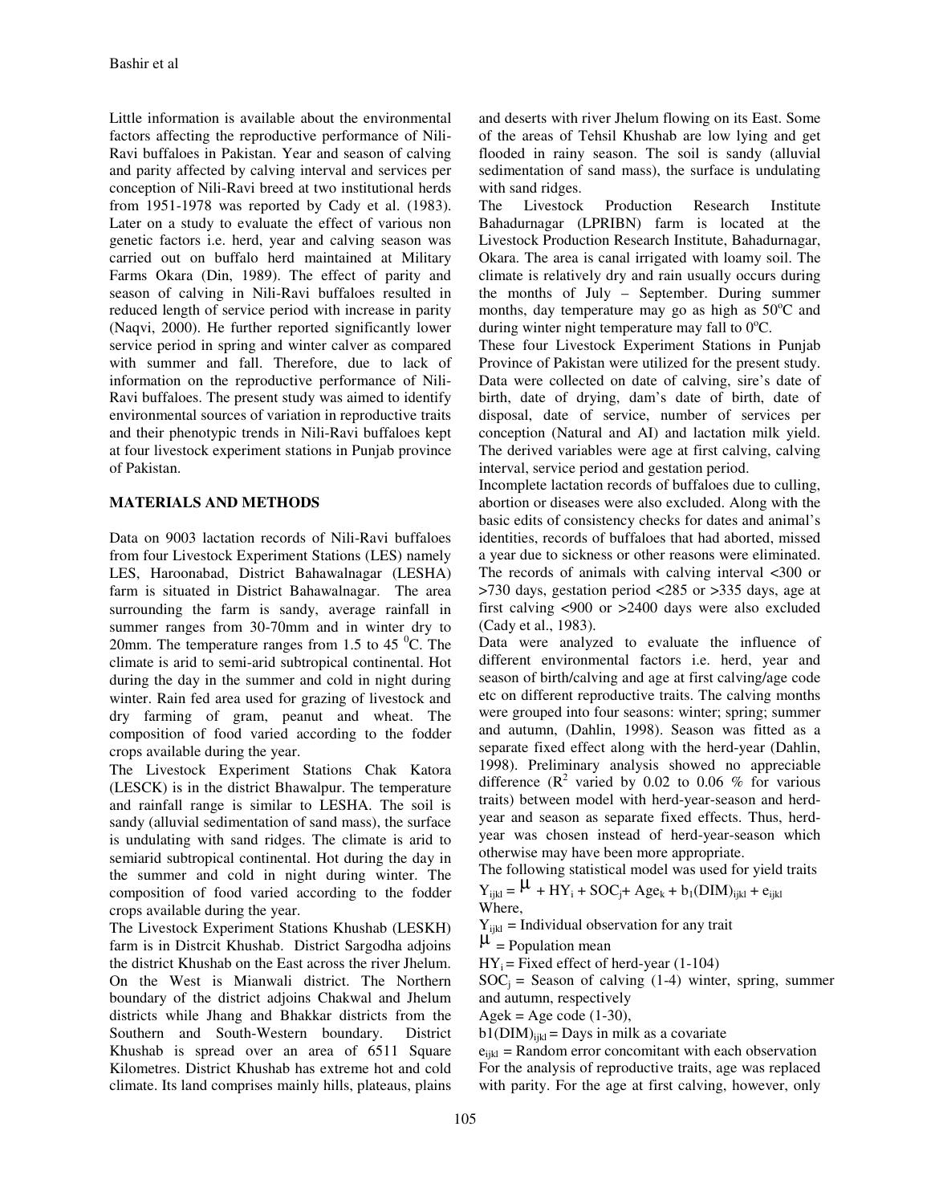Little information is available about the environmental factors affecting the reproductive performance of Nili-Ravi buffaloes in Pakistan. Year and season of calving and parity affected by calving interval and services per conception of Nili-Ravi breed at two institutional herds from 1951-1978 was reported by Cady et al. (1983). Later on a study to evaluate the effect of various non genetic factors i.e. herd, year and calving season was carried out on buffalo herd maintained at Military Farms Okara (Din, 1989). The effect of parity and season of calving in Nili-Ravi buffaloes resulted in reduced length of service period with increase in parity (Naqvi, 2000). He further reported significantly lower service period in spring and winter calver as compared with summer and fall. Therefore, due to lack of information on the reproductive performance of Nili-Ravi buffaloes. The present study was aimed to identify environmental sources of variation in reproductive traits and their phenotypic trends in Nili-Ravi buffaloes kept at four livestock experiment stations in Punjab province of Pakistan.

## MATERIALS AND METHODS

Data on 9003 lactation records of Nili-Ravi buffaloes from four Livestock Experiment Stations (LES) namely LES, Haroonabad, District Bahawalnagar (LESHA) farm is situated in District Bahawalnagar. The area surrounding the farm is sandy, average rainfall in summer ranges from 30-70mm and in winter dry to 20mm. The temperature ranges from 1.5 to 45 $^0$C. The climate is arid to semi-arid subtropical continental. Hot during the day in the summer and cold in night during winter. Rain fed area used for grazing of livestock and dry farming of gram, peanut and wheat. The composition of food varied according to the fodder crops available during the year.

The Livestock Experiment Stations Chak Katora (LESCK) is in the district Bhawalpur. The temperature and rainfall range is similar to LESHA. The soil is sandy (alluvial sedimentation of sand mass), the surface is undulating with sand ridges. The climate is arid to semiarid subtropical continental. Hot during the day in the summer and cold in night during winter. The composition of food varied according to the fodder crops available during the year.

The Livestock Experiment Stations Khushab (LESKH) farm is in Distrcit Khushab. District Sargodha adjoins the district Khushab on the East across the river Jhelum. On the West is Mianwali district. The Northern boundary of the district adjoins Chakwal and Jhelum districts while Jhang and Bhakkar districts from the Southern and South-Western boundary. District Khushab is spread over an area of 6511 Square Kilometres. District Khushab has extreme hot and cold climate. Its land comprises mainly hills, plateaus, plains and deserts with river Jhelum flowing on its East. Some of the areas of Tehsil Khushab are low lying and get flooded in rainy season. The soil is sandy (alluvial sedimentation of sand mass), the surface is undulating with sand ridges.

The Livestock Production Research Institute Bahadurnagar (LPRIBN) farm is located at the Livestock Production Research Institute, Bahadurnagar, Okara. The area is canal irrigated with loamy soil. The climate is relatively dry and rain usually occurs during the months of July – September. During summer months, day temperature may go as high as 50$^o$C and during winter night temperature may fall to 0$^o$C.

These four Livestock Experiment Stations in Punjab Province of Pakistan were utilized for the present study. Data were collected on date of calving, sire's date of birth, date of drying, dam's date of birth, date of disposal, date of service, number of services per conception (Natural and AI) and lactation milk yield. The derived variables were age at first calving, calving interval, service period and gestation period.

Incomplete lactation records of buffaloes due to culling, abortion or diseases were also excluded. Along with the basic edits of consistency checks for dates and animal's identities, records of buffaloes that had aborted, missed a year due to sickness or other reasons were eliminated. The records of animals with calving interval <300 or >730 days, gestation period <285 or >335 days, age at first calving <900 or >2400 days were also excluded (Cady et al., 1983).

Data were analyzed to evaluate the influence of different environmental factors i.e. herd, year and season of birth/calving and age at first calving/age code etc on different reproductive traits. The calving months were grouped into four seasons: winter; spring; summer and autumn, (Dahlin, 1998). Season was fitted as a separate fixed effect along with the herd-year (Dahlin, 1998). Preliminary analysis showed no appreciable difference ($R^2$ varied by 0.02 to 0.06 % for various traits) between model with herd-year-season and herd-year and season as separate fixed effects. Thus, herd-year was chosen instead of herd-year-season which otherwise may have been more appropriate.

The following statistical model was used for yield traits

$$Y_{ijkl} = \mu + HY_i + SOC_j + Age_k + b_1(DIM)_{ijkl} + e_{ijkl}$$

Where,

$Y_{ijkl}$ = Individual observation for any trait

$\mu$ = Population mean

$HY_i$ = Fixed effect of herd-year (1-104)

$SOC_j$ = Season of calving (1-4) winter, spring, summer and autumn, respectively

$Age_k$ = Age code (1-30),

$b_1(DIM)_{ijkl}$ = Days in milk as a covariate

$e_{ijkl}$ = Random error concomitant with each observation

For the analysis of reproductive traits, age was replaced with parity. For the age at first calving, however, only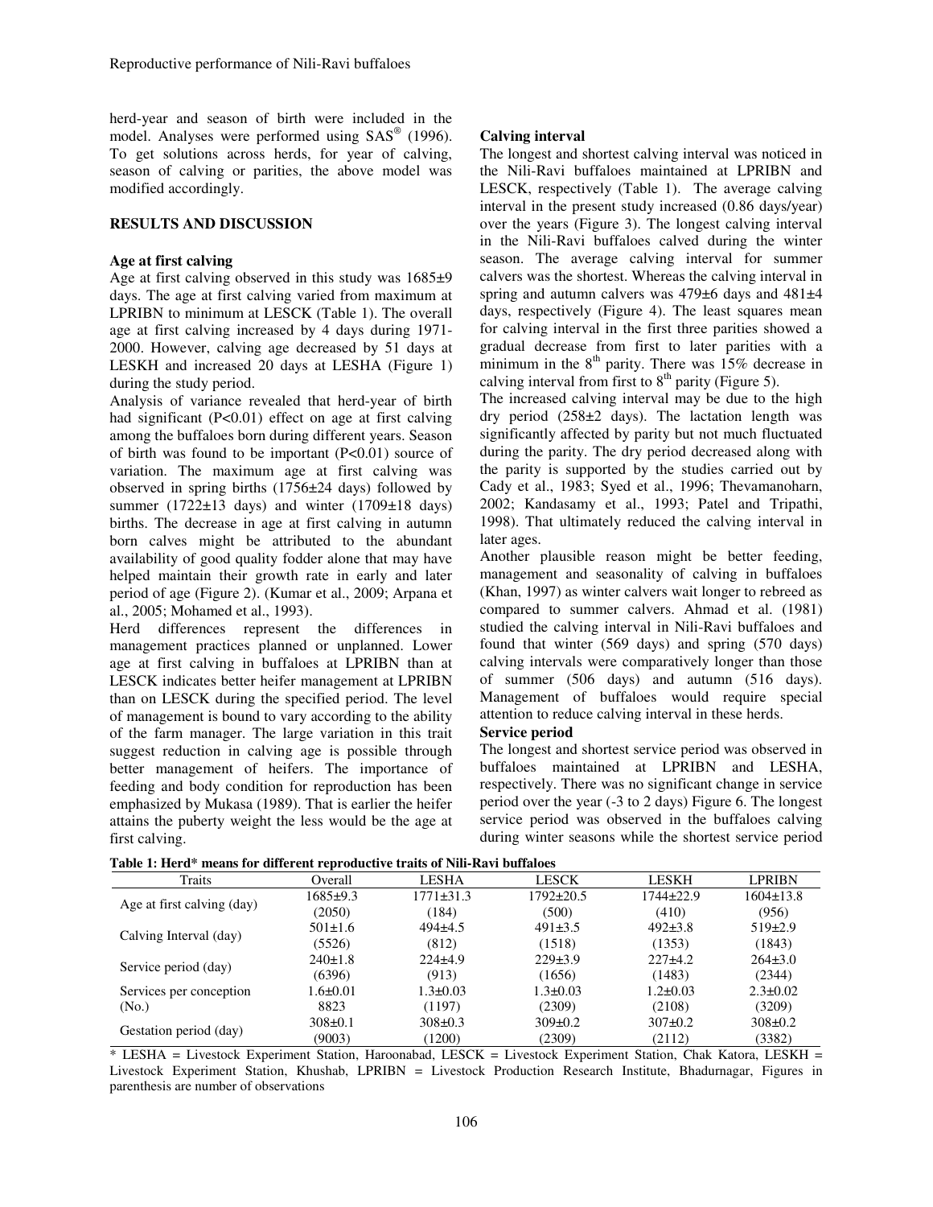herd-year and season of birth were included in the model. Analyses were performed using SAS® (1996). To get solutions across herds, for year of calving, season of calving or parities, the above model was modified accordingly.

## RESULTS AND DISCUSSION

### Age at first calving

Age at first calving observed in this study was 1685±9 days. The age at first calving varied from maximum at LPRIBN to minimum at LESCK (Table 1). The overall age at first calving increased by 4 days during 1971-2000. However, calving age decreased by 51 days at LESKH and increased 20 days at LESHA (Figure 1) during the study period.

Analysis of variance revealed that herd-year of birth had significant ($P<0.01$) effect on age at first calving among the buffaloes born during different years. Season of birth was found to be important ($P<0.01$) source of variation. The maximum age at first calving was observed in spring births (1756±24 days) followed by summer (1722±13 days) and winter (1709±18 days) births. The decrease in age at first calving in autumn born calves might be attributed to the abundant availability of good quality fodder alone that may have helped maintain their growth rate in early and later period of age (Figure 2). (Kumar et al., 2009; Arpana et al., 2005; Mohamed et al., 1993).

Herd differences represent the differences in management practices planned or unplanned. Lower age at first calving in buffaloes at LPRIBN than at LESCK indicates better heifer management at LPRIBN than on LESCK during the specified period. The level of management is bound to vary according to the ability of the farm manager. The large variation in this trait suggest reduction in calving age is possible through better management of heifers. The importance of feeding and body condition for reproduction has been emphasized by Mukasa (1989). That is earlier the heifer attains the puberty weight the less would be the age at first calving.

### Calving interval

The longest and shortest calving interval was noticed in the Nili-Ravi buffaloes maintained at LPRIBN and LESCK, respectively (Table 1). The average calving interval in the present study increased (0.86 days/year) over the years (Figure 3). The longest calving interval in the Nili-Ravi buffaloes calved during the winter season. The average calving interval for summer calvers was the shortest. Whereas the calving interval in spring and autumn calvers was 479±6 days and 481±4 days, respectively (Figure 4). The least squares mean for calving interval in the first three parities showed a gradual decrease from first to later parities with a minimum in the 8th parity. There was 15% decrease in calving interval from first to 8th parity (Figure 5).

The increased calving interval may be due to the high dry period (258±2 days). The lactation length was significantly affected by parity but not much fluctuated during the parity. The dry period decreased along with the parity is supported by the studies carried out by Cady et al., 1983; Syed et al., 1996; Thevamanoharn, 2002; Kandasamy et al., 1993; Patel and Tripathi, 1998). That ultimately reduced the calving interval in later ages.

Another plausible reason might be better feeding, management and seasonality of calving in buffaloes (Khan, 1997) as winter calvers wait longer to rebreed as compared to summer calvers. Ahmad et al. (1981) studied the calving interval in Nili-Ravi buffaloes and found that winter (569 days) and spring (570 days) calving intervals were comparatively longer than those of summer (506 days) and autumn (516 days). Management of buffaloes would require special attention to reduce calving interval in these herds.

### Service period

The longest and shortest service period was observed in buffaloes maintained at LPRIBN and LESHA, respectively. There was no significant change in service period over the year (-3 to 2 days) Figure 6. The longest service period was observed in the buffaloes calving during winter seasons while the shortest service period

**Table 1: Herd* means for different reproductive traits of Nili-Ravi buffaloes**

| Traits | Overall | LESHA | LESCK | LESKH | LPRIBN |
|---|---|---|---|---|---|
| Age at first calving (day) | 1685±9.3 (2050) | 1771±31.3 (184) | 1792±20.5 (500) | 1744±22.9 (410) | 1604±13.8 (956) |
| Calving Interval (day) | 501±1.6 (5526) | 494±4.5 (812) | 491±3.5 (1518) | 492±3.8 (1353) | 519±2.9 (1843) |
| Service period (day) | 240±1.8 (6396) | 224±4.9 (913) | 229±3.9 (1656) | 227±4.2 (1483) | 264±3.0 (2344) |
| Services per conception (No.) | 1.6±0.01 8823 | 1.3±0.03 (1197) | 1.3±0.03 (2309) | 1.2±0.03 (2108) | 2.3±0.02 (3209) |
| Gestation period (day) | 308±0.1 (9003) | 308±0.3 (1200) | 309±0.2 (2309) | 307±0.2 (2112) | 308±0.2 (3382) |

* LESHA = Livestock Experiment Station, Haroonabad, LESCK = Livestock Experiment Station, Chak Katora, LESKH = Livestock Experiment Station, Khushab, LPRIBN = Livestock Production Research Institute, Bhadurnagar, Figures in parenthesis are number of observations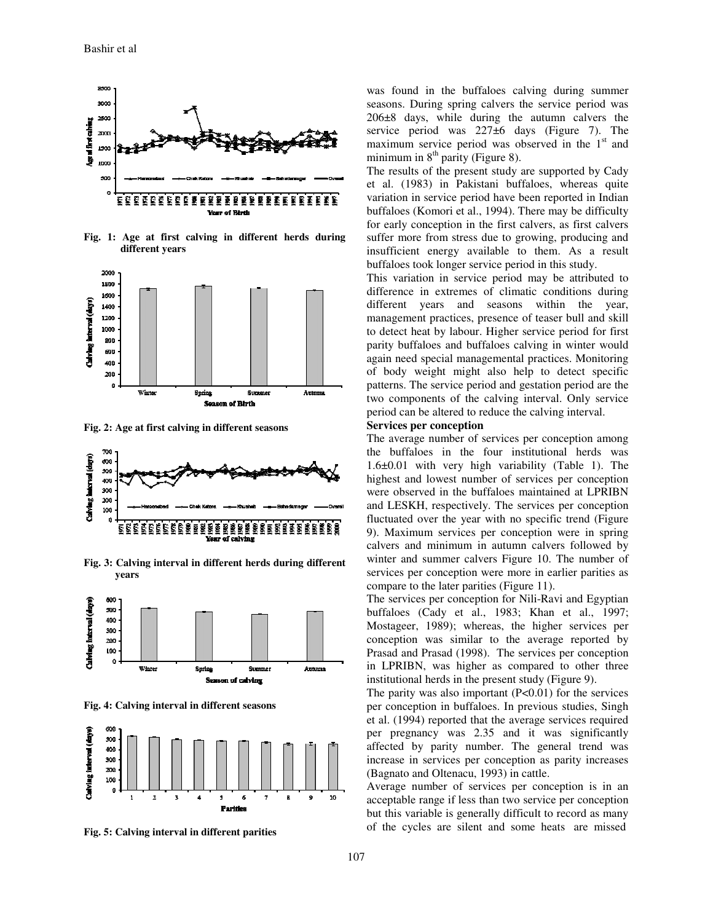Fig. 1: Age at first calving in different herds during different years

Fig. 2: Age at first calving in different seasons

Fig. 3: Calving interval in different herds during different years

Fig. 4: Calving interval in different seasons

Fig. 5: Calving interval in different parities

was found in the buffaloes calving during summer seasons. During spring calvers the service period was 206±8 days, while during the autumn calvers the service period was 227±6 days (Figure 7). The maximum service period was observed in the 1st and minimum in 8th parity (Figure 8).

The results of the present study are supported by Cady et al. (1983) in Pakistani buffaloes, whereas quite variation in service period have been reported in Indian buffaloes (Komori et al., 1994). There may be difficulty for early conception in the first calvers, as first calvers suffer more from stress due to growing, producing and insufficient energy available to them. As a result buffaloes took longer service period in this study.

This variation in service period may be attributed to difference in extremes of climatic conditions during different years and seasons within the year, management practices, presence of teaser bull and skill to detect heat by labour. Higher service period for first parity buffaloes and buffaloes calving in winter would again need special managemental practices. Monitoring of body weight might also help to detect specific patterns. The service period and gestation period are the two components of the calving interval. Only service period can be altered to reduce the calving interval.

**Services per conception**

The average number of services per conception among the buffaloes in the four institutional herds was 1.6±0.01 with very high variability (Table 1). The highest and lowest number of services per conception were observed in the buffaloes maintained at LPRIBN and LESKH, respectively. The services per conception fluctuated over the year with no specific trend (Figure 9). Maximum services per conception were in spring calvers and minimum in autumn calvers followed by winter and summer calvers Figure 10. The number of services per conception were more in earlier parities as compare to the later parities (Figure 11).

The services per conception for Nili-Ravi and Egyptian buffaloes (Cady et al., 1983; Khan et al., 1997; Mostageer, 1989); whereas, the higher services per conception was similar to the average reported by Prasad and Prasad (1998). The services per conception in LPRIBN, was higher as compared to other three institutional herds in the present study (Figure 9).

The parity was also important ($P<0.01$) for the services per conception in buffaloes. In previous studies, Singh et al. (1994) reported that the average services required per pregnancy was 2.35 and it was significantly affected by parity number. The general trend was increase in services per conception as parity increases (Bagnato and Oltenacu, 1993) in cattle.

Average number of services per conception is in an acceptable range if less than two service per conception but this variable is generally difficult to record as many of the cycles are silent and some heats are missed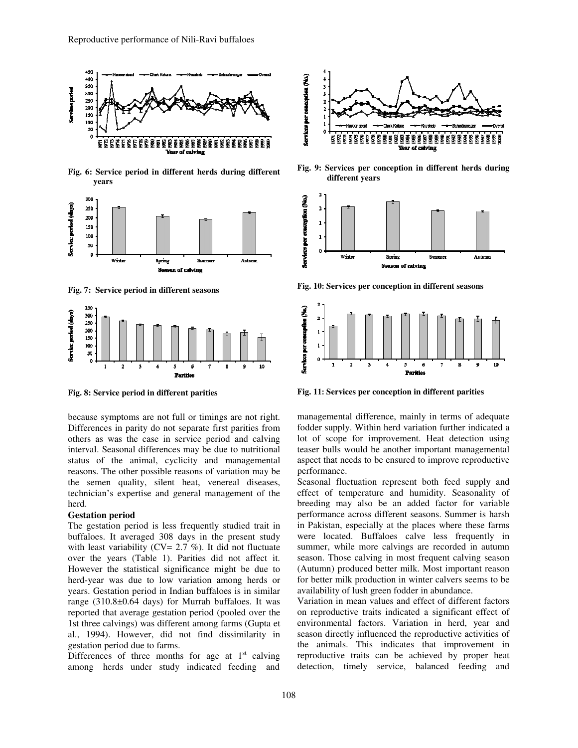Fig. 6: Service period in different herds during different years

Fig. 7: Service period in different seasons

Fig. 8: Service period in different parities

Fig. 9: Services per conception in different herds during different years

Fig. 10: Services per conception in different seasons

Fig. 11: Services per conception in different parities

because symptoms are not full or timings are not right. Differences in parity do not separate first parities from others as was the case in service period and calving interval. Seasonal differences may be due to nutritional status of the animal, cyclicity and managemental reasons. The other possible reasons of variation may be the semen quality, silent heat, venereal diseases, technician's expertise and general management of the herd.

**Gestation period**

The gestation period is less frequently studied trait in buffaloes. It averaged 308 days in the present study with least variability (CV= 2.7 %). It did not fluctuate over the years (Table 1). Parities did not affect it. However the statistical significance might be due to herd-year was due to low variation among herds or years. Gestation period in Indian buffaloes is in similar range (310.8±0.64 days) for Murrah buffaloes. It was reported that average gestation period (pooled over the 1st three calvings) was different among farms (Gupta et al., 1994). However, did not find dissimilarity in gestation period due to farms.

Differences of three months for age at 1st calving among herds under study indicated feeding and managemental difference, mainly in terms of adequate fodder supply. Within herd variation further indicated a lot of scope for improvement. Heat detection using teaser bulls would be another important managemental aspect that needs to be ensured to improve reproductive performance.

Seasonal fluctuation represent both feed supply and effect of temperature and humidity. Seasonality of breeding may also be an added factor for variable performance across different seasons. Summer is harsh in Pakistan, especially at the places where these farms were located. Buffaloes calve less frequently in summer, while more calvings are recorded in autumn season. Those calving in most frequent calving season (Autumn) produced better milk. Most important reason for better milk production in winter calvers seems to be availability of lush green fodder in abundance.

Variation in mean values and effect of different factors on reproductive traits indicated a significant effect of environmental factors. Variation in herd, year and season directly influenced the reproductive activities of the animals. This indicates that improvement in reproductive traits can be achieved by proper heat detection, timely service, balanced feeding and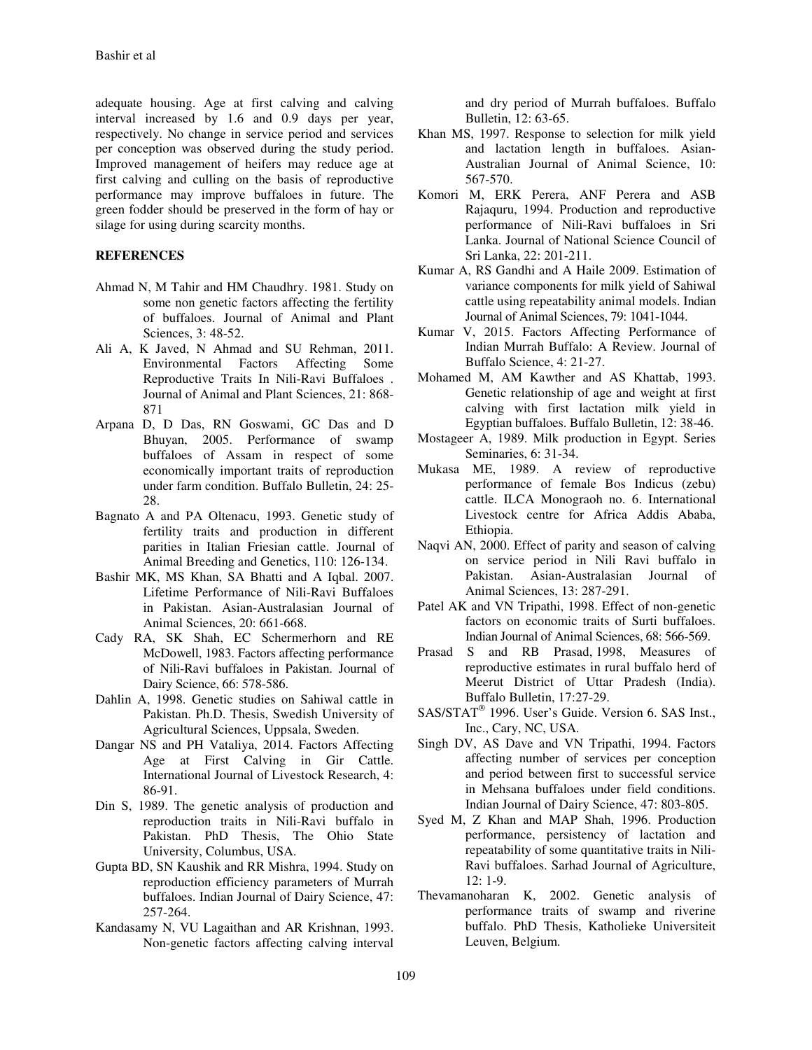adequate housing. Age at first calving and calving interval increased by 1.6 and 0.9 days per year, respectively. No change in service period and services per conception was observed during the study period. Improved management of heifers may reduce age at first calving and culling on the basis of reproductive performance may improve buffaloes in future. The green fodder should be preserved in the form of hay or silage for using during scarcity months.

## REFERENCES

Ahmad N, M Tahir and HM Chaudhry. 1981. Study on some non genetic factors affecting the fertility of buffaloes. Journal of Animal and Plant Sciences, 3: 48-52.

Ali A, K Javed, N Ahmad and SU Rehman, 2011. Environmental Factors Affecting Some Reproductive Traits In Nili-Ravi Buffaloes . Journal of Animal and Plant Sciences, 21: 868-871

Arpana D, D Das, RN Goswami, GC Das and D Bhuyan, 2005. Performance of swamp buffaloes of Assam in respect of some economically important traits of reproduction under farm condition. Buffalo Bulletin, 24: 25-28.

Bagnato A and PA Oltenacu, 1993. Genetic study of fertility traits and production in different parities in Italian Friesian cattle. Journal of Animal Breeding and Genetics, 110: 126-134.

Bashir MK, MS Khan, SA Bhatti and A Iqbal. 2007. Lifetime Performance of Nili-Ravi Buffaloes in Pakistan. Asian-Australasian Journal of Animal Sciences, 20: 661-668.

Cady RA, SK Shah, EC Schermerhorn and RE McDowell, 1983. Factors affecting performance of Nili-Ravi buffaloes in Pakistan. Journal of Dairy Science, 66: 578-586.

Dahlin A, 1998. Genetic studies on Sahiwal cattle in Pakistan. Ph.D. Thesis, Swedish University of Agricultural Sciences, Uppsala, Sweden.

Dangar NS and PH Vataliya, 2014. Factors Affecting Age at First Calving in Gir Cattle. International Journal of Livestock Research, 4: 86-91.

Din S, 1989. The genetic analysis of production and reproduction traits in Nili-Ravi buffalo in Pakistan. PhD Thesis, The Ohio State University, Columbus, USA.

Gupta BD, SN Kaushik and RR Mishra, 1994. Study on reproduction efficiency parameters of Murrah buffaloes. Indian Journal of Dairy Science, 47: 257-264.

Kandasamy N, VU Lagaithan and AR Krishnan, 1993. Non-genetic factors affecting calving interval and dry period of Murrah buffaloes. Buffalo Bulletin, 12: 63-65.

Khan MS, 1997. Response to selection for milk yield and lactation length in buffaloes. Asian-Australian Journal of Animal Science, 10: 567-570.

Komori M, ERK Perera, ANF Perera and ASB Rajaquru, 1994. Production and reproductive performance of Nili-Ravi buffaloes in Sri Lanka. Journal of National Science Council of Sri Lanka, 22: 201-211.

Kumar A, RS Gandhi and A Haile 2009. Estimation of variance components for milk yield of Sahiwal cattle using repeatability animal models. Indian Journal of Animal Sciences, 79: 1041-1044.

Kumar V, 2015. Factors Affecting Performance of Indian Murrah Buffalo: A Review. Journal of Buffalo Science, 4: 21-27.

Mohamed M, AM Kawther and AS Khattab, 1993. Genetic relationship of age and weight at first calving with first lactation milk yield in Egyptian buffaloes. Buffalo Bulletin, 12: 38-46.

Mostageer A, 1989. Milk production in Egypt. Series Seminaries, 6: 31-34.

Mukasa ME, 1989. A review of reproductive performance of female Bos Indicus (zebu) cattle. ILCA Monograoh no. 6. International Livestock centre for Africa Addis Ababa, Ethiopia.

Naqvi AN, 2000. Effect of parity and season of calving on service period in Nili Ravi buffalo in Pakistan. Asian-Australasian Journal of Animal Sciences, 13: 287-291.

Patel AK and VN Tripathi, 1998. Effect of non-genetic factors on economic traits of Surti buffaloes. Indian Journal of Animal Sciences, 68: 566-569.

Prasad S and RB Prasad, 1998, Measures of reproductive estimates in rural buffalo herd of Meerut District of Uttar Pradesh (India). Buffalo Bulletin, 17:27-29.

SAS/STAT® 1996. User's Guide. Version 6. SAS Inst., Inc., Cary, NC, USA.

Singh DV, AS Dave and VN Tripathi, 1994. Factors affecting number of services per conception and period between first to successful service in Mehsana buffaloes under field conditions. Indian Journal of Dairy Science, 47: 803-805.

Syed M, Z Khan and MAP Shah, 1996. Production performance, persistency of lactation and repeatability of some quantitative traits in Nili-Ravi buffaloes. Sarhad Journal of Agriculture, 12: 1-9.

Thevamanoharan K, 2002. Genetic analysis of performance traits of swamp and riverine buffalo. PhD Thesis, Katholieke Universiteit Leuven, Belgium.